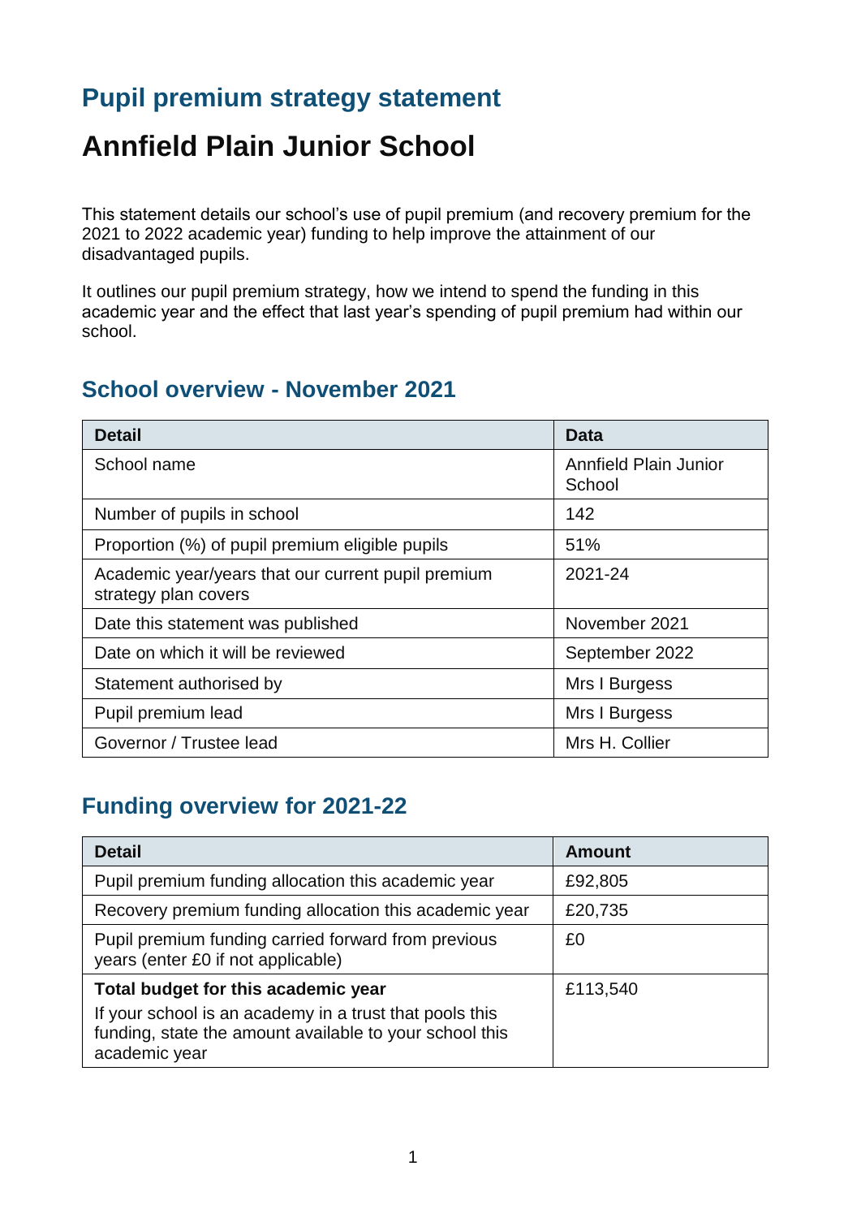# Pupil premium strategy statement

# Annfield Plain Junior School

This statement details our school's use of pupil premium (and recovery premium for the 2021 to 2022 academic year) funding to help improve the attainment of our disadvantaged pupils.

It outlines our pupil premium strategy, how we intend to spend the funding in this academic year and the effect that last year's spending of pupil premium had within our school.

## School overview - November 2021

| Detail | Data |
|---|---|
| School name | Annfield Plain Junior School |
| Number of pupils in school | 142 |
| Proportion (%) of pupil premium eligible pupils | 51% |
| Academic year/years that our current pupil premium strategy plan covers | 2021-24 |
| Date this statement was published | November 2021 |
| Date on which it will be reviewed | September 2022 |
| Statement authorised by | Mrs I Burgess |
| Pupil premium lead | Mrs I Burgess |
| Governor / Trustee lead | Mrs H. Collier |

## Funding overview for 2021-22

| Detail | Amount |
|---|---|
| Pupil premium funding allocation this academic year | £92,805 |
| Recovery premium funding allocation this academic year | £20,735 |
| Pupil premium funding carried forward from previous years (enter £0 if not applicable) | £0 |
| **Total budget for this academic year**<br>If your school is an academy in a trust that pools this funding, state the amount available to your school this academic year | £113,540 |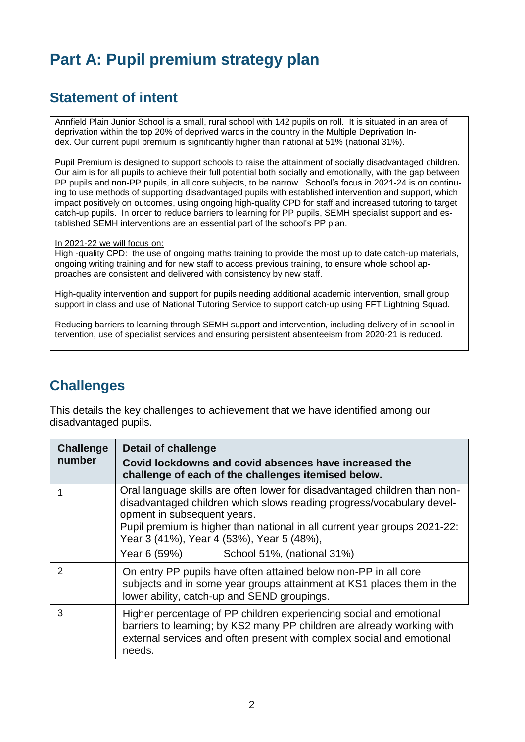# Part A: Pupil premium strategy plan

## Statement of intent

Annfield Plain Junior School is a small, rural school with 142 pupils on roll. It is situated in an area of deprivation within the top 20% of deprived wards in the country in the Multiple Deprivation Index. Our current pupil premium is significantly higher than national at 51% (national 31%).

Pupil Premium is designed to support schools to raise the attainment of socially disadvantaged children. Our aim is for all pupils to achieve their full potential both socially and emotionally, with the gap between PP pupils and non-PP pupils, in all core subjects, to be narrow. School's focus in 2021-24 is on continuing to use methods of supporting disadvantaged pupils with established intervention and support, which impact positively on outcomes, using ongoing high-quality CPD for staff and increased tutoring to target catch-up pupils. In order to reduce barriers to learning for PP pupils, SEMH specialist support and established SEMH interventions are an essential part of the school's PP plan.

In 2021-22 we will focus on:

High -quality CPD: the use of ongoing maths training to provide the most up to date catch-up materials, ongoing writing training and for new staff to access previous training, to ensure whole school approaches are consistent and delivered with consistency by new staff.

High-quality intervention and support for pupils needing additional academic intervention, small group support in class and use of National Tutoring Service to support catch-up using FFT Lightning Squad.

Reducing barriers to learning through SEMH support and intervention, including delivery of in-school intervention, use of specialist services and ensuring persistent absenteeism from 2020-21 is reduced.

## Challenges

This details the key challenges to achievement that we have identified among our disadvantaged pupils.

| Challenge number | Detail of challenge<br>**Covid lockdowns and covid absences have increased the challenge of each of the challenges itemised below.** |
|---|---|
| 1 | Oral language skills are often lower for disadvantaged children than non-disadvantaged children which slows reading progress/vocabulary development in subsequent years.<br>Pupil premium is higher than national in all current year groups 2021-22: Year 3 (41%), Year 4 (53%), Year 5 (48%),<br>Year 6 (59%) School 51%, (national 31%) |
| 2 | On entry PP pupils have often attained below non-PP in all core subjects and in some year groups attainment at KS1 places them in the lower ability, catch-up and SEND groupings. |
| 3 | Higher percentage of PP children experiencing social and emotional barriers to learning; by KS2 many PP children are already working with external services and often present with complex social and emotional needs. |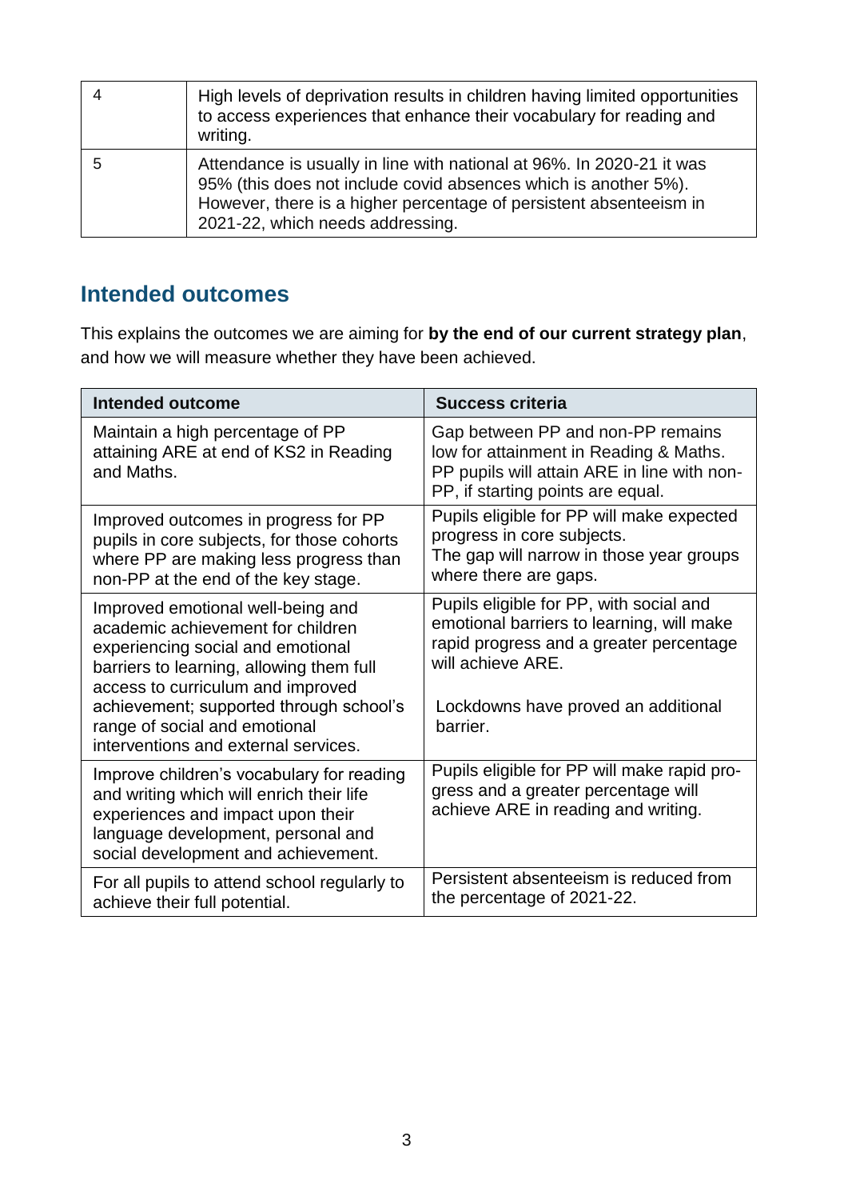| | |
|---|---|
| 4 | High levels of deprivation results in children having limited opportunities to access experiences that enhance their vocabulary for reading and writing. |
| 5 | Attendance is usually in line with national at 96%. In 2020-21 it was 95% (this does not include covid absences which is another 5%). However, there is a higher percentage of persistent absenteeism in 2021-22, which needs addressing. |

## Intended outcomes

This explains the outcomes we are aiming for **by the end of our current strategy plan**, and how we will measure whether they have been achieved.

| Intended outcome | Success criteria |
|---|---|
| Maintain a high percentage of PP attaining ARE at end of KS2 in Reading and Maths. | Gap between PP and non-PP remains low for attainment in Reading & Maths. PP pupils will attain ARE in line with non-PP, if starting points are equal. |
| Improved outcomes in progress for PP pupils in core subjects, for those cohorts where PP are making less progress than non-PP at the end of the key stage. | Pupils eligible for PP will make expected progress in core subjects. The gap will narrow in those year groups where there are gaps. |
| Improved emotional well-being and academic achievement for children experiencing social and emotional barriers to learning, allowing them full access to curriculum and improved achievement; supported through school's range of social and emotional interventions and external services. | Pupils eligible for PP, with social and emotional barriers to learning, will make rapid progress and a greater percentage will achieve ARE.<br><br>Lockdowns have proved an additional barrier. |
| Improve children's vocabulary for reading and writing which will enrich their life experiences and impact upon their language development, personal and social development and achievement. | Pupils eligible for PP will make rapid progress and a greater percentage will achieve ARE in reading and writing. |
| For all pupils to attend school regularly to achieve their full potential. | Persistent absenteeism is reduced from the percentage of 2021-22. |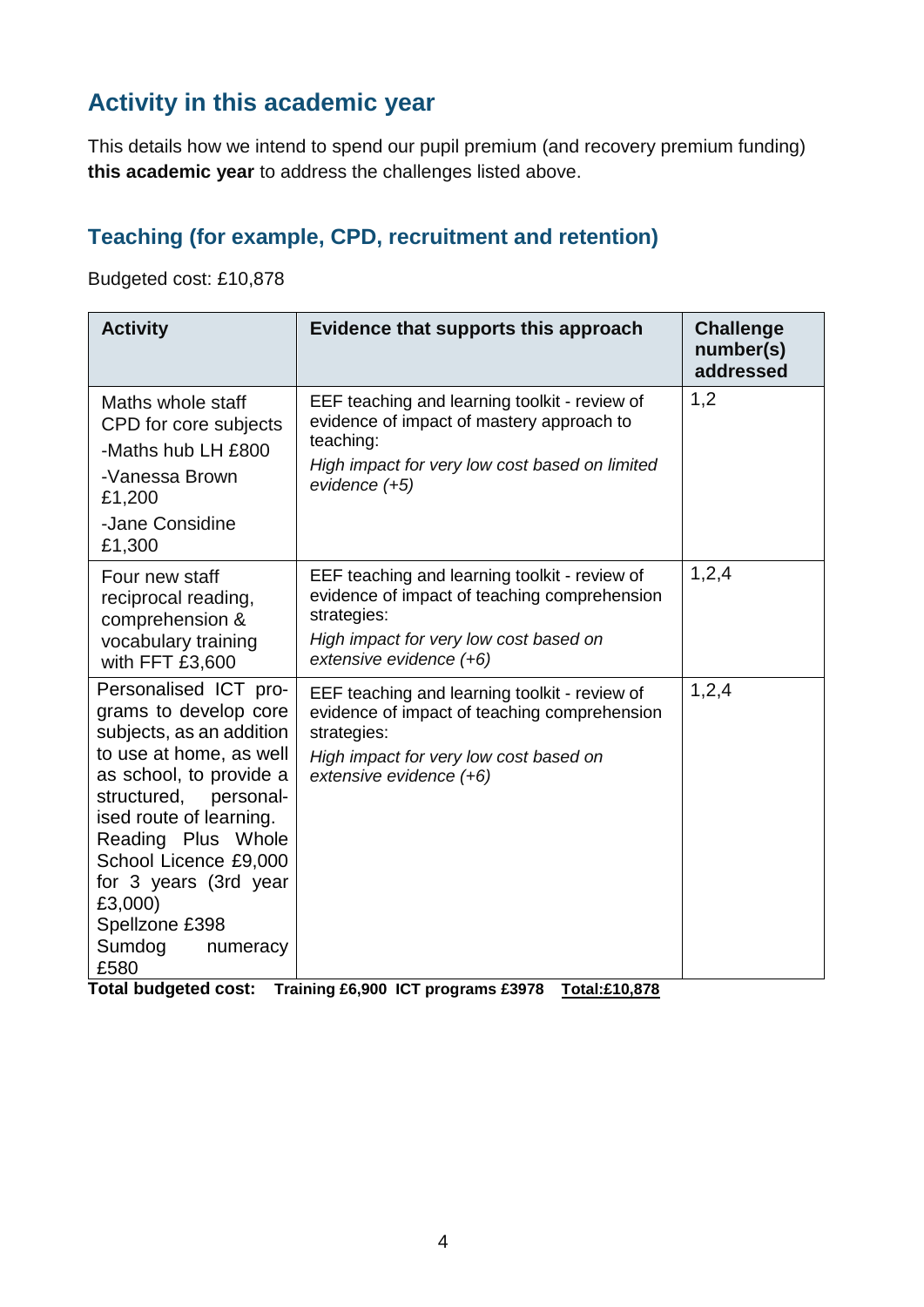## Activity in this academic year

This details how we intend to spend our pupil premium (and recovery premium funding) **this academic year** to address the challenges listed above.

### Teaching (for example, CPD, recruitment and retention)

Budgeted cost: £10,878

| Activity | Evidence that supports this approach | Challenge number(s) addressed |
|---|---|---|
| Maths whole staff CPD for core subjects<br>-Maths hub LH £800<br>-Vanessa Brown £1,200<br>-Jane Considine £1,300 | EEF teaching and learning toolkit - review of evidence of impact of mastery approach to teaching:<br>*High impact for very low cost based on limited evidence (+5)* | 1,2 |
| Four new staff reciprocal reading, comprehension & vocabulary training with FFT £3,600 | EEF teaching and learning toolkit - review of evidence of impact of teaching comprehension strategies:<br>*High impact for very low cost based on extensive evidence (+6)* | 1,2,4 |
| Personalised ICT programs to develop core subjects, as an addition to use at home, as well as school, to provide a structured, personalised route of learning.<br>Reading Plus Whole School Licence £9,000 for 3 years (3rd year £3,000)<br>Spellzone £398<br>Sumdog numeracy £580 | EEF teaching and learning toolkit - review of evidence of impact of teaching comprehension strategies:<br>*High impact for very low cost based on extensive evidence (+6)* | 1,2,4 |

**Total budgeted cost:** **Training £6,900 ICT programs £3978** **Total:£10,878**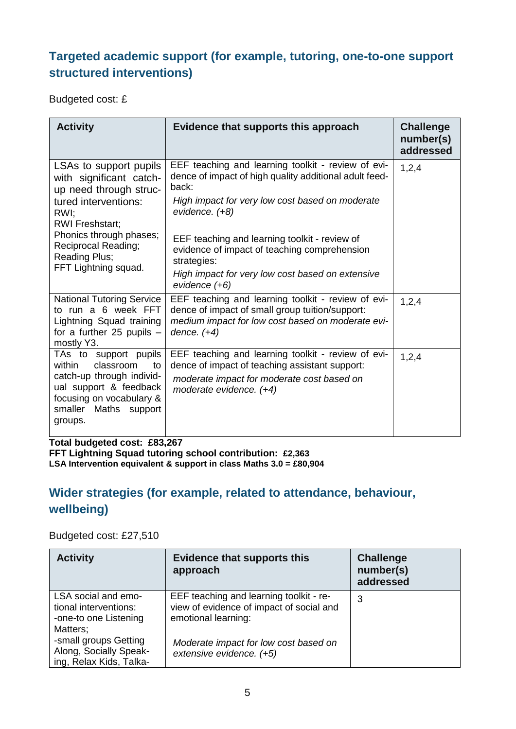## Targeted academic support (for example, tutoring, one-to-one support structured interventions)

Budgeted cost: £

| Activity | Evidence that supports this approach | Challenge number(s) addressed |
|---|---|---|
| LSAs to support pupils with significant catch-up need through structured interventions: RWI; RWI Freshstart; Phonics through phases; Reciprocal Reading; Reading Plus; FFT Lightning squad. | EEF teaching and learning toolkit - review of evidence of impact of high quality additional adult feedback: *High impact for very low cost based on moderate evidence. (+8)* EEF teaching and learning toolkit - review of evidence of impact of teaching comprehension strategies: *High impact for very low cost based on extensive evidence (+6)* | 1,2,4 |
| National Tutoring Service to run a 6 week FFT Lightning Squad training for a further 25 pupils – mostly Y3. | EEF teaching and learning toolkit - review of evidence of impact of small group tuition/support: *medium impact for low cost based on moderate evidence. (+4)* | 1,2,4 |
| TAs to support pupils within classroom to catch-up through individual support & feedback focusing on vocabulary & smaller Maths support groups. | EEF teaching and learning toolkit - review of evidence of impact of teaching assistant support: *moderate impact for moderate cost based on moderate evidence. (+4)* | 1,2,4 |

**Total budgeted cost: £83,267**
**FFT Lightning Squad tutoring school contribution: £2,363**
**LSA Intervention equivalent & support in class Maths 3.0 = £80,904**

## Wider strategies (for example, related to attendance, behaviour, wellbeing)

Budgeted cost: £27,510

| Activity | Evidence that supports this approach | Challenge number(s) addressed |
|---|---|---|
| LSA social and emotional interventions: -one-to one Listening Matters; -small groups Getting Along, Socially Speaking, Relax Kids, Talka- | EEF teaching and learning toolkit - review of evidence of impact of social and emotional learning: *Moderate impact for low cost based on extensive evidence. (+5)* | 3 |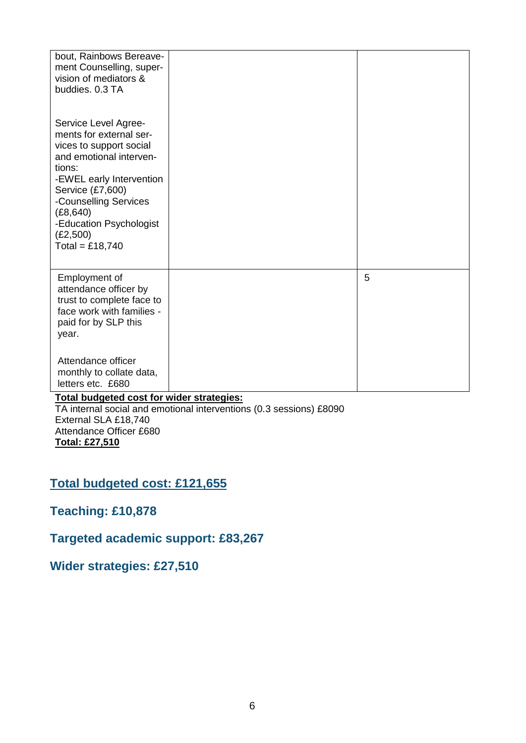| | | |
|---|---|---|
| bout, Rainbows Bereavement Counselling, supervision of mediators & buddies. 0.3 TA<br><br>Service Level Agreements for external services to support social and emotional interventions:<br>-EWEL early Intervention Service (£7,600)<br>-Counselling Services (£8,640)<br>-Education Psychologist (£2,500)<br>Total = £18,740 | | |
| Employment of attendance officer by trust to complete face to face work with families - paid for by SLP this year.<br><br>Attendance officer monthly to collate data, letters etc. £680 | | 5 |

**Total budgeted cost for wider strategies:**
TA internal social and emotional interventions (0.3 sessions) £8090
External SLA £18,740
Attendance Officer £680
**Total: £27,510**

## Total budgeted cost: £121,655

## Teaching: £10,878

## Targeted academic support: £83,267

## Wider strategies: £27,510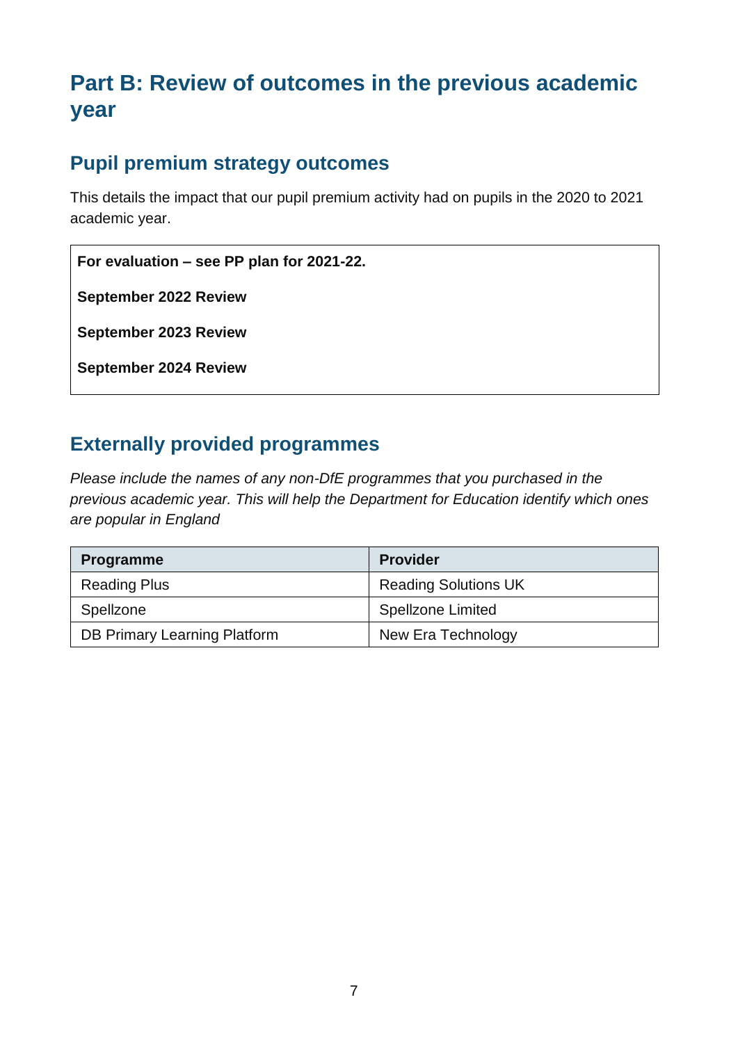# Part B: Review of outcomes in the previous academic year

## Pupil premium strategy outcomes

This details the impact that our pupil premium activity had on pupils in the 2020 to 2021 academic year.

| |
|---|
| **For evaluation – see PP plan for 2021-22.**<br><br>**September 2022 Review**<br><br>**September 2023 Review**<br><br>**September 2024 Review** |

## Externally provided programmes

*Please include the names of any non-DfE programmes that you purchased in the previous academic year. This will help the Department for Education identify which ones are popular in England*

| Programme | Provider |
|---|---|
| Reading Plus | Reading Solutions UK |
| Spellzone | Spellzone Limited |
| DB Primary Learning Platform | New Era Technology |